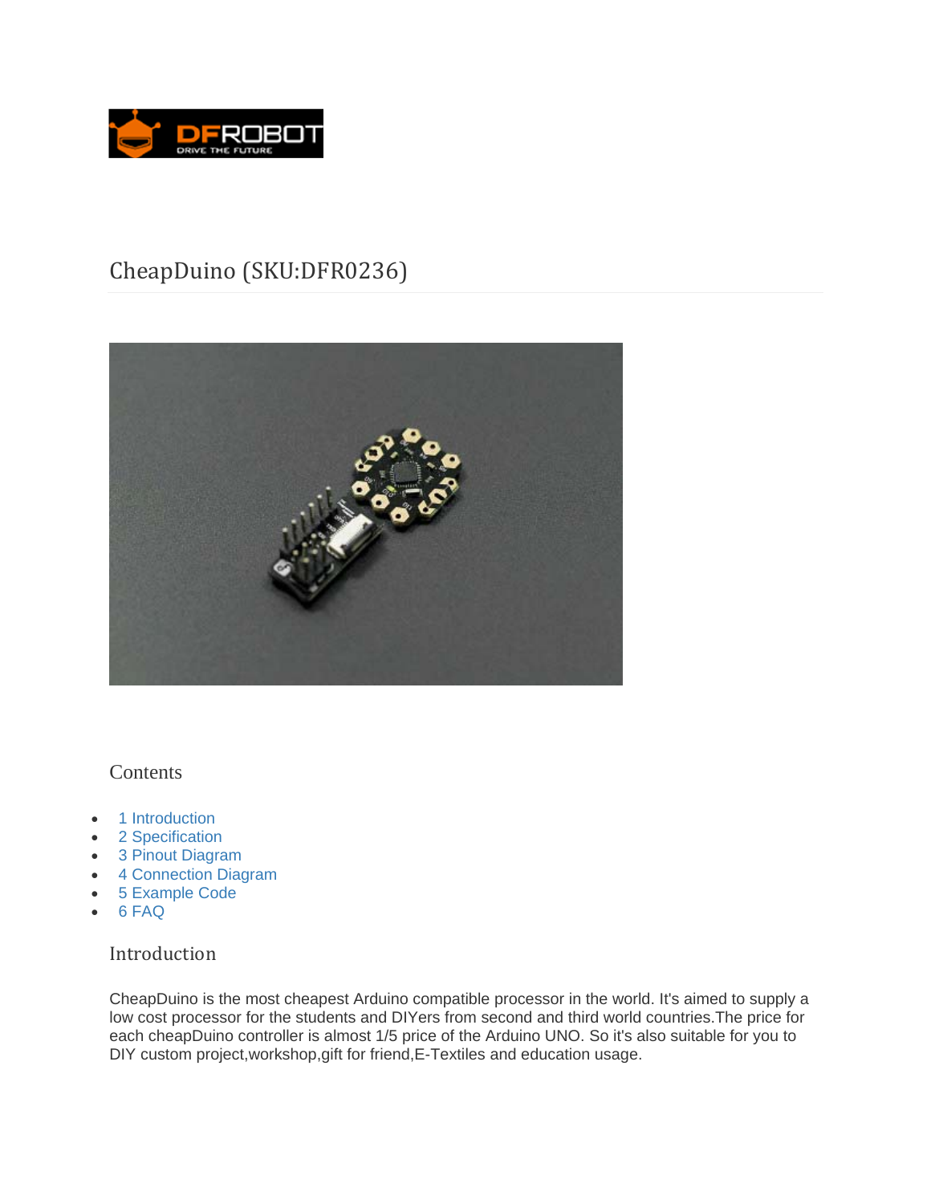# CheapDuino (SKU:DFR0236)

## Contents

- 1 Introduction
- 2 Specification
- 3 Pinout Diagram
- 4 Connection Diagram
- 5 Example Code
- 6 FAQ

## Introduction

CheapDuino is the most cheapest Arduino compatible processor in the world. It's aimed to supply a low cost processor for the students and DIYers from second and third world countries.The price for each cheapDuino controller is almost 1/5 price of the Arduino UNO. So it's also suitable for you to DIY custom project,workshop,gift for friend,E-Textiles and education usage.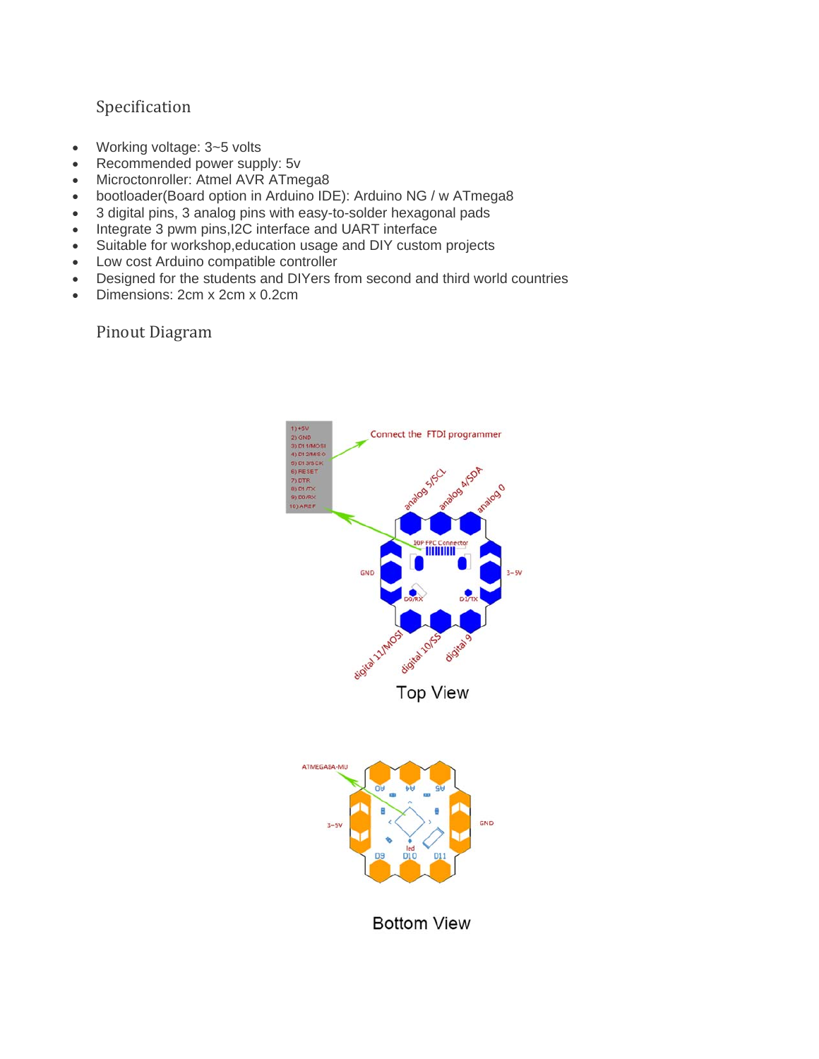## Specification

- Working voltage: 3~5 volts
- Recommended power supply: 5v
- Microctonroller: Atmel AVR ATmega8
- bootloader(Board option in Arduino IDE): Arduino NG / w ATmega8
- 3 digital pins, 3 analog pins with easy-to-solder hexagonal pads
- Integrate 3 pwm pins,I2C interface and UART interface
- Suitable for workshop,education usage and DIY custom projects
- Low cost Arduino compatible controller
- Designed for the students and DIYers from second and third world countries
- Dimensions: 2cm x 2cm x 0.2cm

## Pinout Diagram

Top View

Bottom View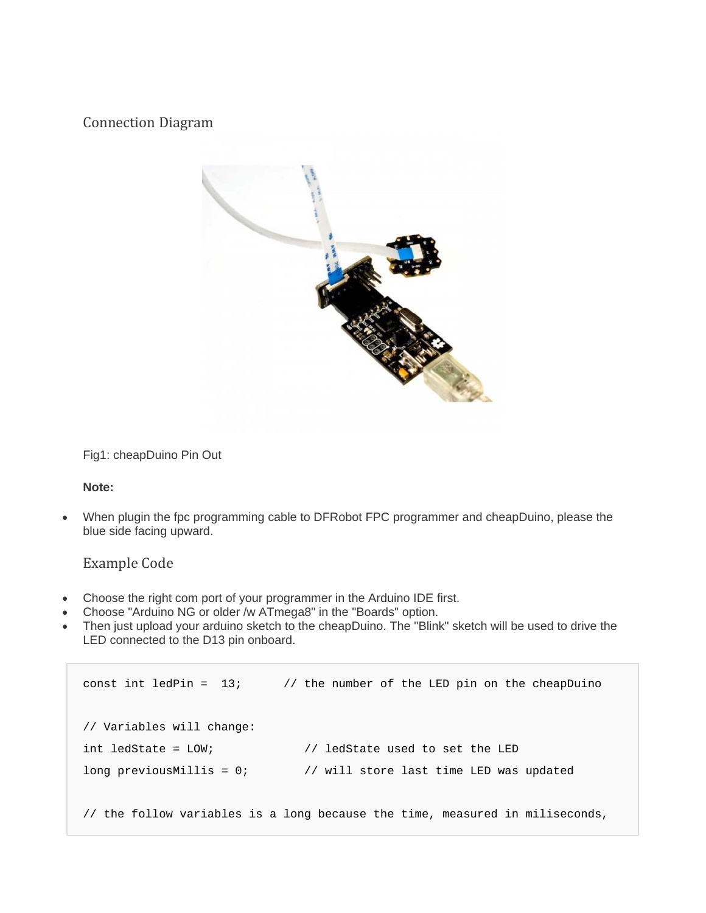## Connection Diagram

Fig1: cheapDuino Pin Out

**Note:**

- When plugin the fpc programming cable to DFRobot FPC programmer and cheapDuino, please the blue side facing upward.

## Example Code

- Choose the right com port of your programmer in the Arduino IDE first.
- Choose "Arduino NG or older /w ATmega8" in the "Boards" option.
- Then just upload your arduino sketch to the cheapDuino. The "Blink" sketch will be used to drive the LED connected to the D13 pin onboard.

```
const int ledPin =  13;      // the number of the LED pin on the cheapDuino


// Variables will change:
int ledState = LOW;             // ledState used to set the LED
long previousMillis = 0;        // will store last time LED was updated


// the follow variables is a long because the time, measured in miliseconds,
```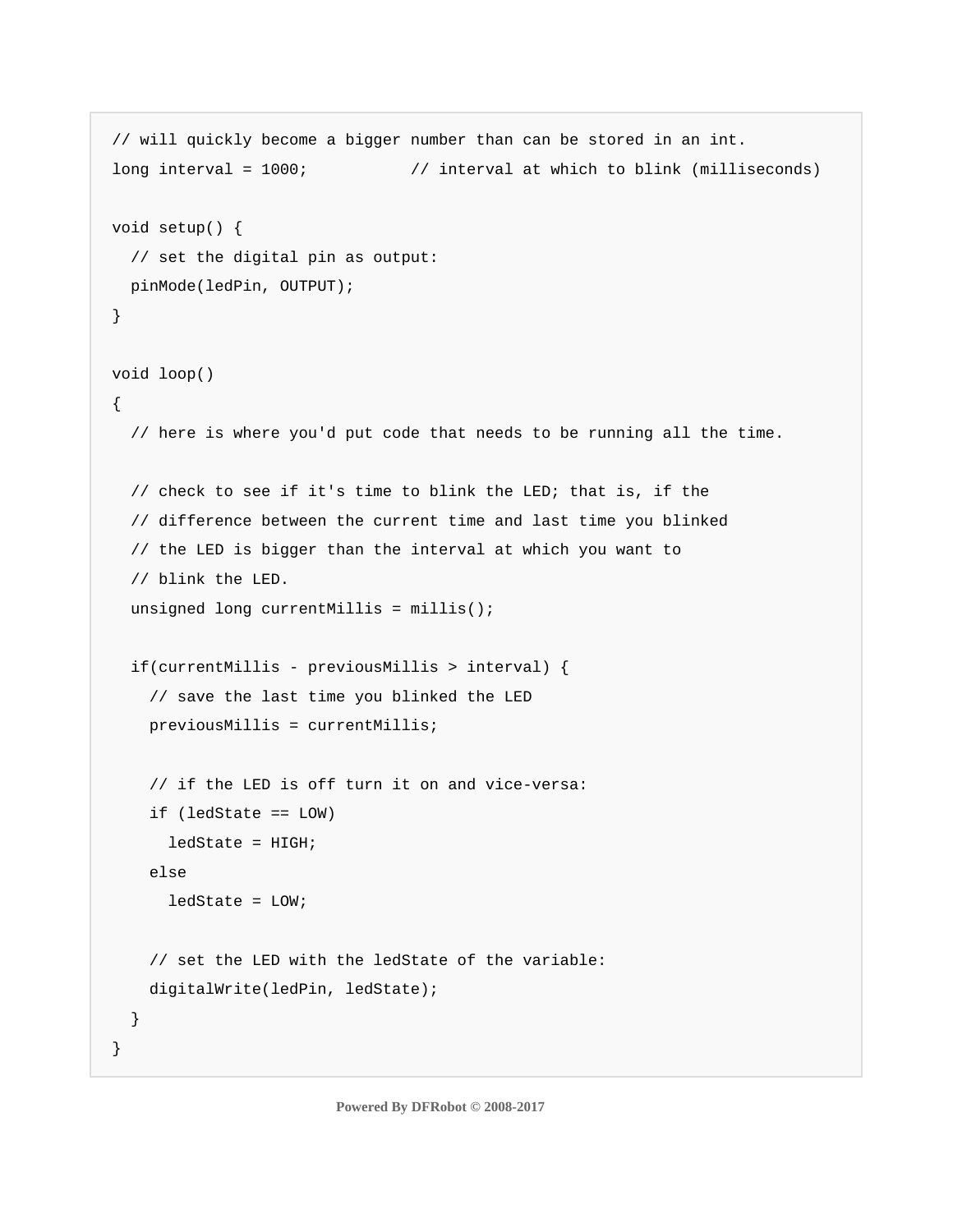```
// will quickly become a bigger number than can be stored in an int.
long interval = 1000;           // interval at which to blink (milliseconds)

void setup() {
  // set the digital pin as output:
  pinMode(ledPin, OUTPUT);
}

void loop()
{
  // here is where you'd put code that needs to be running all the time.

  // check to see if it's time to blink the LED; that is, if the
  // difference between the current time and last time you blinked
  // the LED is bigger than the interval at which you want to
  // blink the LED.
  unsigned long currentMillis = millis();

  if(currentMillis - previousMillis > interval) {
    // save the last time you blinked the LED
    previousMillis = currentMillis;

    // if the LED is off turn it on and vice-versa:
    if (ledState == LOW)
      ledState = HIGH;
    else
      ledState = LOW;

    // set the LED with the ledState of the variable:
    digitalWrite(ledPin, ledState);
  }
}
```

**Powered By DFRobot © 2008-2017**